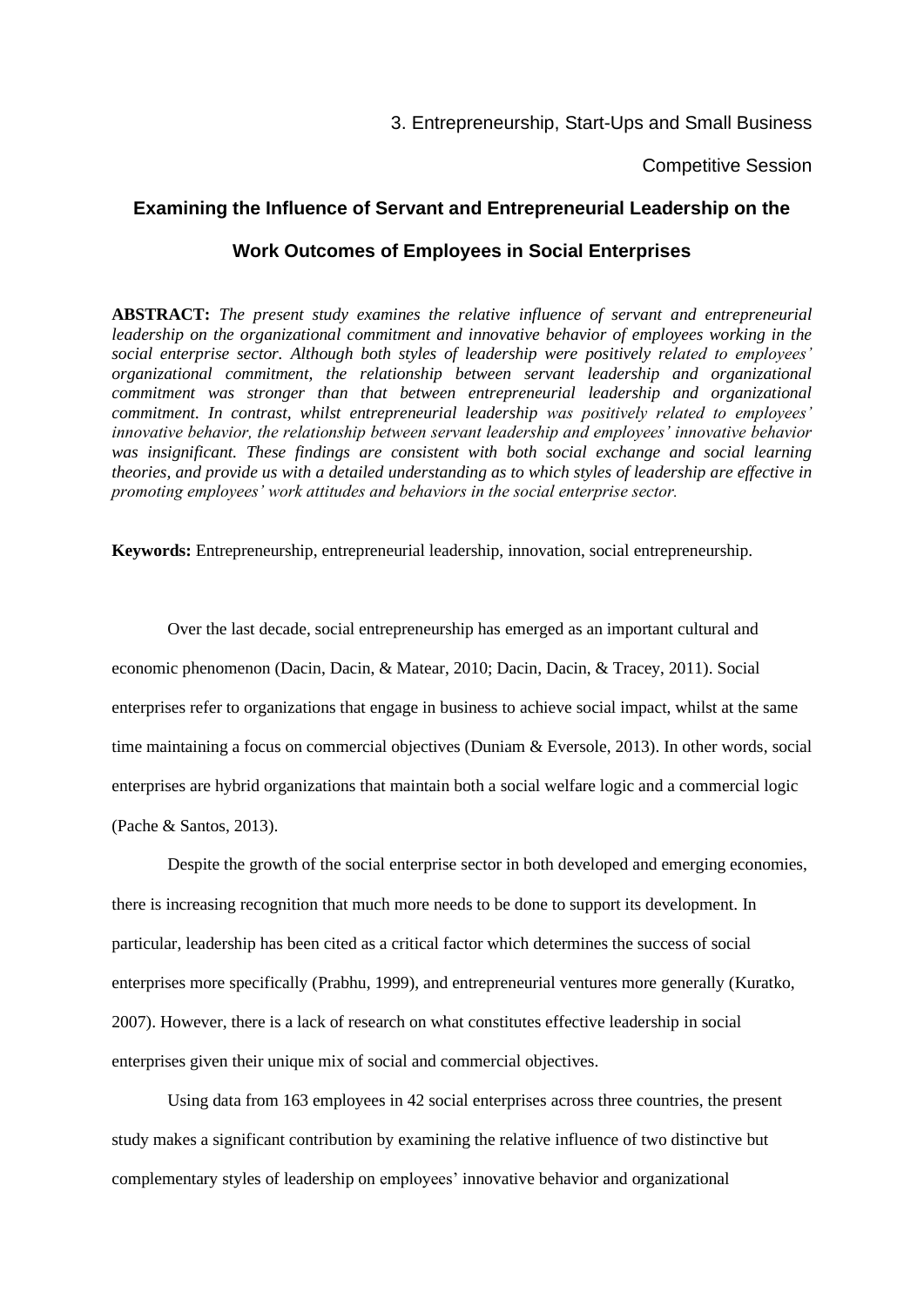3. Entrepreneurship, Start-Ups and Small Business

Competitive Session

# Examining the Influence of Servant and Entrepreneurial Leadership on the Work Outcomes of Employees in Social Enterprises

**ABSTRACT:** *The present study examines the relative influence of servant and entrepreneurial leadership on the organizational commitment and innovative behavior of employees working in the social enterprise sector. Although both styles of leadership were positively related to employees' organizational commitment, the relationship between servant leadership and organizational commitment was stronger than that between entrepreneurial leadership and organizational commitment. In contrast, whilst entrepreneurial leadership was positively related to employees' innovative behavior, the relationship between servant leadership and employees' innovative behavior was insignificant. These findings are consistent with both social exchange and social learning theories, and provide us with a detailed understanding as to which styles of leadership are effective in promoting employees' work attitudes and behaviors in the social enterprise sector.*

**Keywords:** Entrepreneurship, entrepreneurial leadership, innovation, social entrepreneurship.

Over the last decade, social entrepreneurship has emerged as an important cultural and economic phenomenon (Dacin, Dacin, & Matear, 2010; Dacin, Dacin, & Tracey, 2011). Social enterprises refer to organizations that engage in business to achieve social impact, whilst at the same time maintaining a focus on commercial objectives (Duniam & Eversole, 2013). In other words, social enterprises are hybrid organizations that maintain both a social welfare logic and a commercial logic (Pache & Santos, 2013).

Despite the growth of the social enterprise sector in both developed and emerging economies, there is increasing recognition that much more needs to be done to support its development. In particular, leadership has been cited as a critical factor which determines the success of social enterprises more specifically (Prabhu, 1999), and entrepreneurial ventures more generally (Kuratko, 2007). However, there is a lack of research on what constitutes effective leadership in social enterprises given their unique mix of social and commercial objectives.

Using data from 163 employees in 42 social enterprises across three countries, the present study makes a significant contribution by examining the relative influence of two distinctive but complementary styles of leadership on employees' innovative behavior and organizational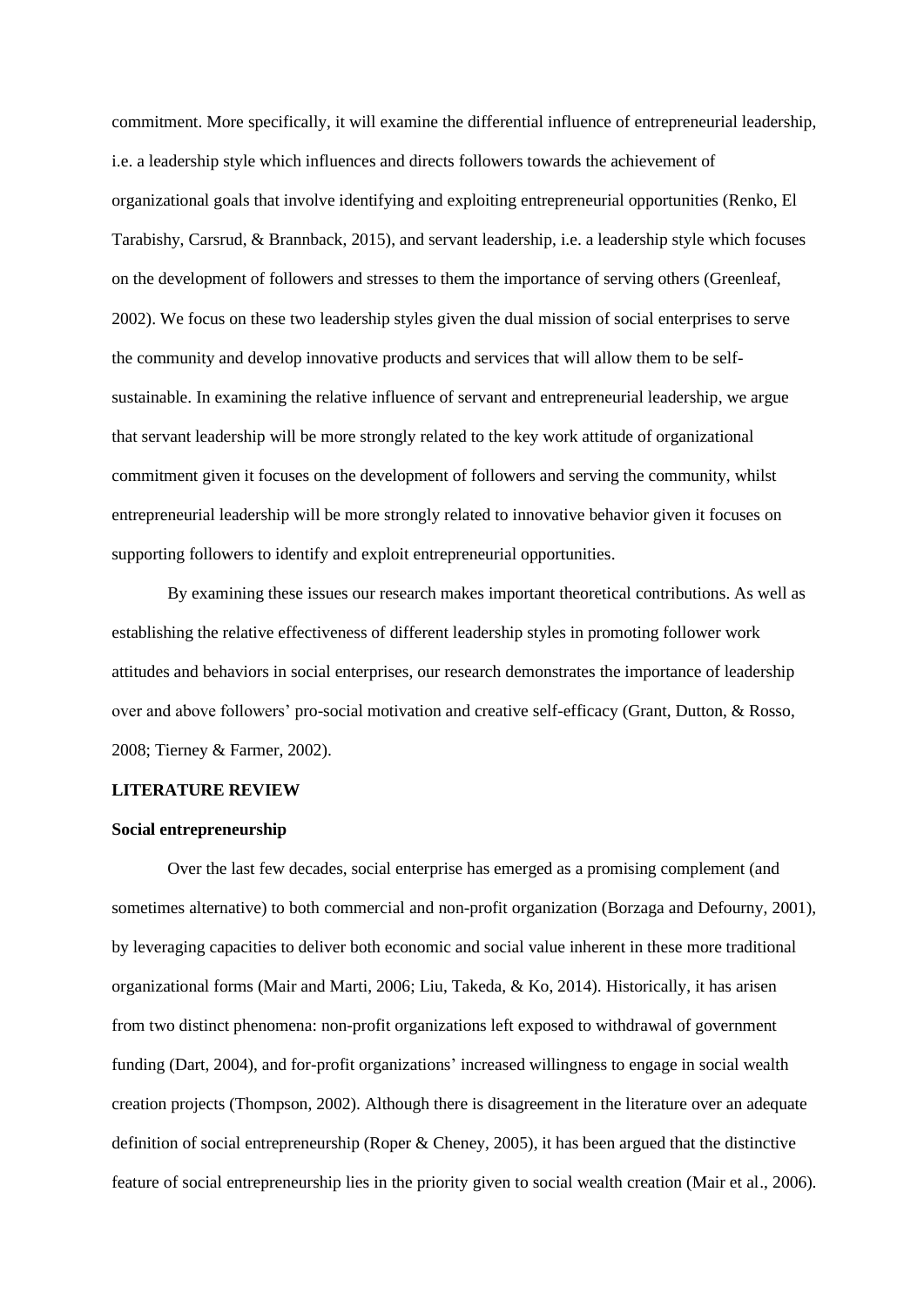commitment. More specifically, it will examine the differential influence of entrepreneurial leadership, i.e. a leadership style which influences and directs followers towards the achievement of organizational goals that involve identifying and exploiting entrepreneurial opportunities (Renko, El Tarabishy, Carsrud, & Brannback, 2015), and servant leadership, i.e. a leadership style which focuses on the development of followers and stresses to them the importance of serving others (Greenleaf, 2002). We focus on these two leadership styles given the dual mission of social enterprises to serve the community and develop innovative products and services that will allow them to be self-sustainable. In examining the relative influence of servant and entrepreneurial leadership, we argue that servant leadership will be more strongly related to the key work attitude of organizational commitment given it focuses on the development of followers and serving the community, whilst entrepreneurial leadership will be more strongly related to innovative behavior given it focuses on supporting followers to identify and exploit entrepreneurial opportunities.

By examining these issues our research makes important theoretical contributions. As well as establishing the relative effectiveness of different leadership styles in promoting follower work attitudes and behaviors in social enterprises, our research demonstrates the importance of leadership over and above followers' pro-social motivation and creative self-efficacy (Grant, Dutton, & Rosso, 2008; Tierney & Farmer, 2002).

## LITERATURE REVIEW

### Social entrepreneurship

Over the last few decades, social enterprise has emerged as a promising complement (and sometimes alternative) to both commercial and non-profit organization (Borzaga and Defourny, 2001), by leveraging capacities to deliver both economic and social value inherent in these more traditional organizational forms (Mair and Marti, 2006; Liu, Takeda, & Ko, 2014). Historically, it has arisen from two distinct phenomena: non-profit organizations left exposed to withdrawal of government funding (Dart, 2004), and for-profit organizations' increased willingness to engage in social wealth creation projects (Thompson, 2002). Although there is disagreement in the literature over an adequate definition of social entrepreneurship (Roper & Cheney, 2005), it has been argued that the distinctive feature of social entrepreneurship lies in the priority given to social wealth creation (Mair et al., 2006).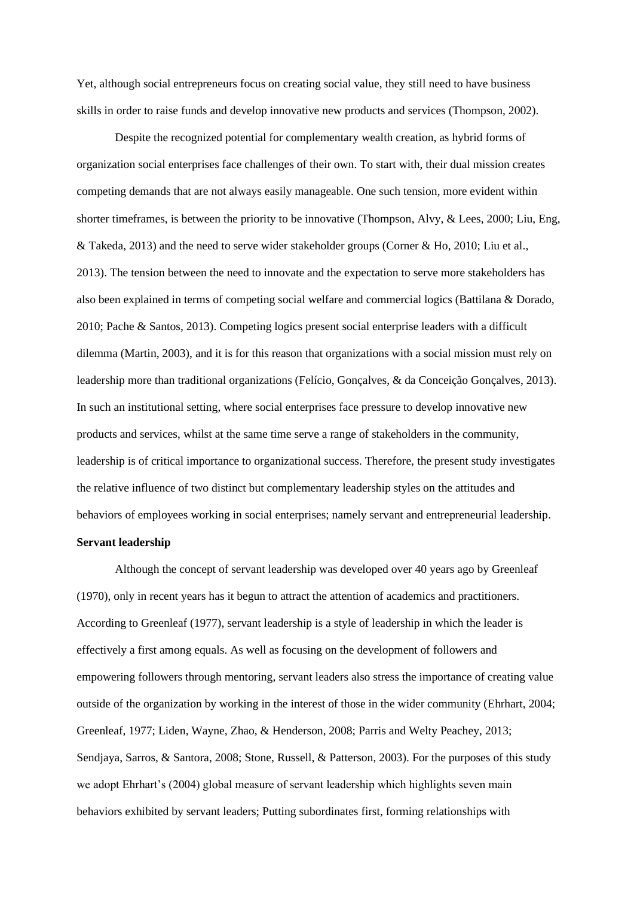Yet, although social entrepreneurs focus on creating social value, they still need to have business skills in order to raise funds and develop innovative new products and services (Thompson, 2002).

Despite the recognized potential for complementary wealth creation, as hybrid forms of organization social enterprises face challenges of their own. To start with, their dual mission creates competing demands that are not always easily manageable. One such tension, more evident within shorter timeframes, is between the priority to be innovative (Thompson, Alvy, & Lees, 2000; Liu, Eng, & Takeda, 2013) and the need to serve wider stakeholder groups (Corner & Ho, 2010; Liu et al., 2013). The tension between the need to innovate and the expectation to serve more stakeholders has also been explained in terms of competing social welfare and commercial logics (Battilana & Dorado, 2010; Pache & Santos, 2013). Competing logics present social enterprise leaders with a difficult dilemma (Martin, 2003), and it is for this reason that organizations with a social mission must rely on leadership more than traditional organizations (Felício, Gonçalves, & da Conceição Gonçalves, 2013). In such an institutional setting, where social enterprises face pressure to develop innovative new products and services, whilst at the same time serve a range of stakeholders in the community, leadership is of critical importance to organizational success. Therefore, the present study investigates the relative influence of two distinct but complementary leadership styles on the attitudes and behaviors of employees working in social enterprises; namely servant and entrepreneurial leadership.

**Servant leadership**

Although the concept of servant leadership was developed over 40 years ago by Greenleaf (1970), only in recent years has it begun to attract the attention of academics and practitioners. According to Greenleaf (1977), servant leadership is a style of leadership in which the leader is effectively a first among equals. As well as focusing on the development of followers and empowering followers through mentoring, servant leaders also stress the importance of creating value outside of the organization by working in the interest of those in the wider community (Ehrhart, 2004; Greenleaf, 1977; Liden, Wayne, Zhao, & Henderson, 2008; Parris and Welty Peachey, 2013; Sendjaya, Sarros, & Santora, 2008; Stone, Russell, & Patterson, 2003). For the purposes of this study we adopt Ehrhart's (2004) global measure of servant leadership which highlights seven main behaviors exhibited by servant leaders; Putting subordinates first, forming relationships with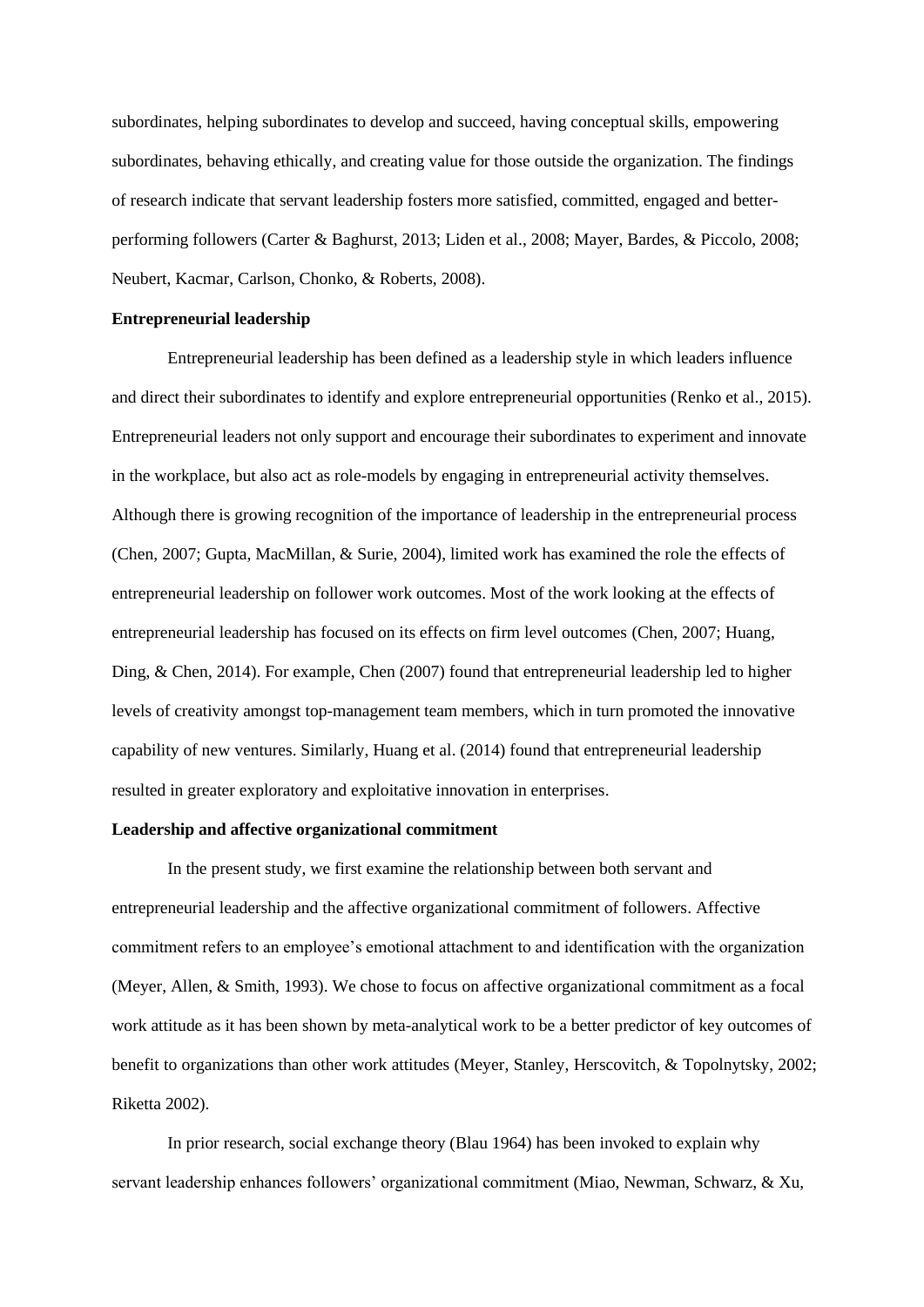subordinates, helping subordinates to develop and succeed, having conceptual skills, empowering subordinates, behaving ethically, and creating value for those outside the organization. The findings of research indicate that servant leadership fosters more satisfied, committed, engaged and better-performing followers (Carter & Baghurst, 2013; Liden et al., 2008; Mayer, Bardes, & Piccolo, 2008; Neubert, Kacmar, Carlson, Chonko, & Roberts, 2008).

**Entrepreneurial leadership**

Entrepreneurial leadership has been defined as a leadership style in which leaders influence and direct their subordinates to identify and explore entrepreneurial opportunities (Renko et al., 2015). Entrepreneurial leaders not only support and encourage their subordinates to experiment and innovate in the workplace, but also act as role-models by engaging in entrepreneurial activity themselves. Although there is growing recognition of the importance of leadership in the entrepreneurial process (Chen, 2007; Gupta, MacMillan, & Surie, 2004), limited work has examined the role the effects of entrepreneurial leadership on follower work outcomes. Most of the work looking at the effects of entrepreneurial leadership has focused on its effects on firm level outcomes (Chen, 2007; Huang, Ding, & Chen, 2014). For example, Chen (2007) found that entrepreneurial leadership led to higher levels of creativity amongst top-management team members, which in turn promoted the innovative capability of new ventures. Similarly, Huang et al. (2014) found that entrepreneurial leadership resulted in greater exploratory and exploitative innovation in enterprises.

**Leadership and affective organizational commitment**

In the present study, we first examine the relationship between both servant and entrepreneurial leadership and the affective organizational commitment of followers. Affective commitment refers to an employee's emotional attachment to and identification with the organization (Meyer, Allen, & Smith, 1993). We chose to focus on affective organizational commitment as a focal work attitude as it has been shown by meta-analytical work to be a better predictor of key outcomes of benefit to organizations than other work attitudes (Meyer, Stanley, Herscovitch, & Topolnytsky, 2002; Riketta 2002).

In prior research, social exchange theory (Blau 1964) has been invoked to explain why servant leadership enhances followers' organizational commitment (Miao, Newman, Schwarz, & Xu,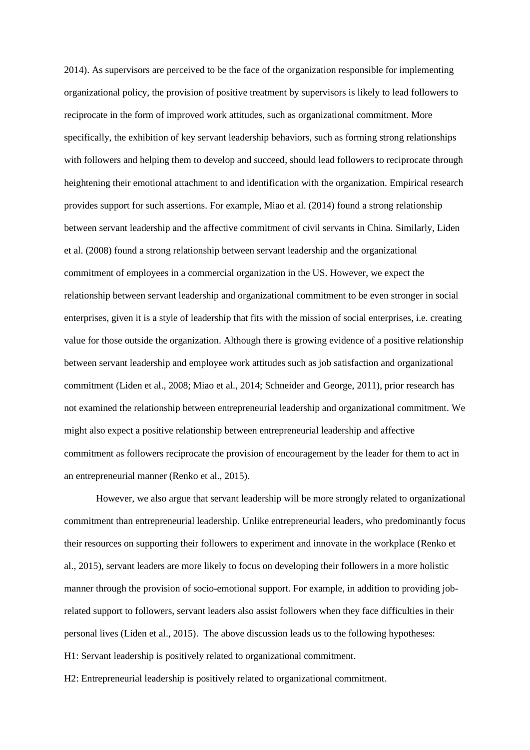2014). As supervisors are perceived to be the face of the organization responsible for implementing organizational policy, the provision of positive treatment by supervisors is likely to lead followers to reciprocate in the form of improved work attitudes, such as organizational commitment. More specifically, the exhibition of key servant leadership behaviors, such as forming strong relationships with followers and helping them to develop and succeed, should lead followers to reciprocate through heightening their emotional attachment to and identification with the organization. Empirical research provides support for such assertions. For example, Miao et al. (2014) found a strong relationship between servant leadership and the affective commitment of civil servants in China. Similarly, Liden et al. (2008) found a strong relationship between servant leadership and the organizational commitment of employees in a commercial organization in the US. However, we expect the relationship between servant leadership and organizational commitment to be even stronger in social enterprises, given it is a style of leadership that fits with the mission of social enterprises, i.e. creating value for those outside the organization. Although there is growing evidence of a positive relationship between servant leadership and employee work attitudes such as job satisfaction and organizational commitment (Liden et al., 2008; Miao et al., 2014; Schneider and George, 2011), prior research has not examined the relationship between entrepreneurial leadership and organizational commitment. We might also expect a positive relationship between entrepreneurial leadership and affective commitment as followers reciprocate the provision of encouragement by the leader for them to act in an entrepreneurial manner (Renko et al., 2015).

However, we also argue that servant leadership will be more strongly related to organizational commitment than entrepreneurial leadership. Unlike entrepreneurial leaders, who predominantly focus their resources on supporting their followers to experiment and innovate in the workplace (Renko et al., 2015), servant leaders are more likely to focus on developing their followers in a more holistic manner through the provision of socio-emotional support. For example, in addition to providing job-related support to followers, servant leaders also assist followers when they face difficulties in their personal lives (Liden et al., 2015). The above discussion leads us to the following hypotheses:

H1: Servant leadership is positively related to organizational commitment.

H2: Entrepreneurial leadership is positively related to organizational commitment.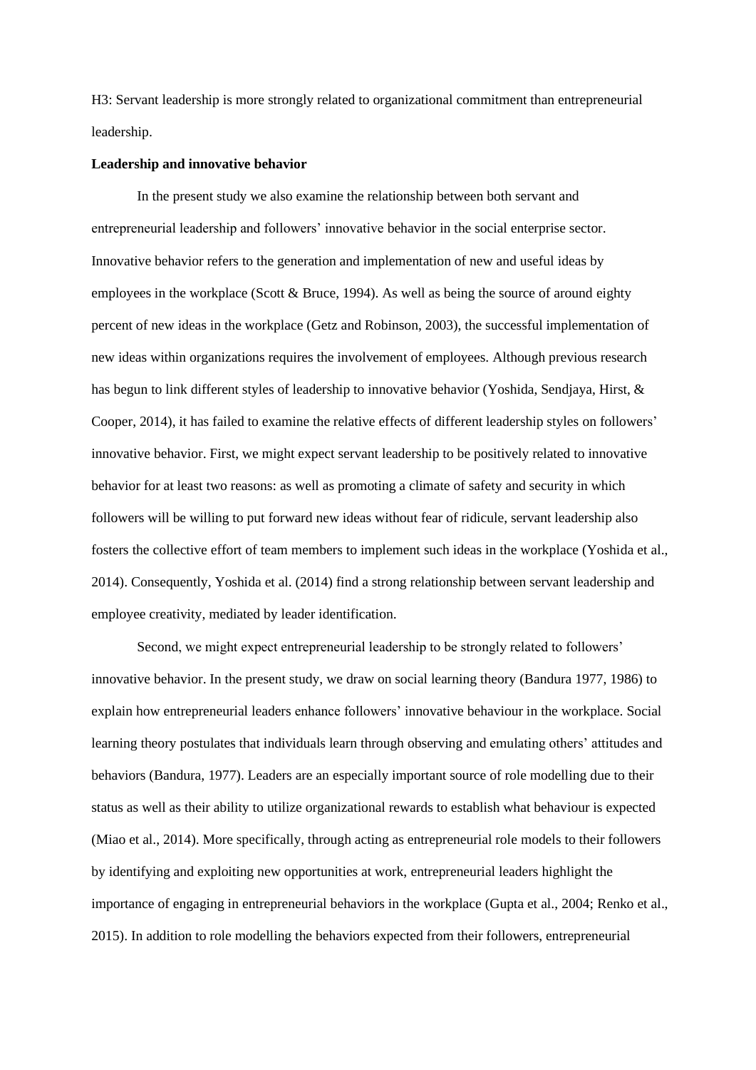H3: Servant leadership is more strongly related to organizational commitment than entrepreneurial leadership.

**Leadership and innovative behavior**

In the present study we also examine the relationship between both servant and entrepreneurial leadership and followers' innovative behavior in the social enterprise sector. Innovative behavior refers to the generation and implementation of new and useful ideas by employees in the workplace (Scott & Bruce, 1994). As well as being the source of around eighty percent of new ideas in the workplace (Getz and Robinson, 2003), the successful implementation of new ideas within organizations requires the involvement of employees. Although previous research has begun to link different styles of leadership to innovative behavior (Yoshida, Sendjaya, Hirst, & Cooper, 2014), it has failed to examine the relative effects of different leadership styles on followers' innovative behavior. First, we might expect servant leadership to be positively related to innovative behavior for at least two reasons: as well as promoting a climate of safety and security in which followers will be willing to put forward new ideas without fear of ridicule, servant leadership also fosters the collective effort of team members to implement such ideas in the workplace (Yoshida et al., 2014). Consequently, Yoshida et al. (2014) find a strong relationship between servant leadership and employee creativity, mediated by leader identification.

Second, we might expect entrepreneurial leadership to be strongly related to followers' innovative behavior. In the present study, we draw on social learning theory (Bandura 1977, 1986) to explain how entrepreneurial leaders enhance followers' innovative behaviour in the workplace. Social learning theory postulates that individuals learn through observing and emulating others' attitudes and behaviors (Bandura, 1977). Leaders are an especially important source of role modelling due to their status as well as their ability to utilize organizational rewards to establish what behaviour is expected (Miao et al., 2014). More specifically, through acting as entrepreneurial role models to their followers by identifying and exploiting new opportunities at work, entrepreneurial leaders highlight the importance of engaging in entrepreneurial behaviors in the workplace (Gupta et al., 2004; Renko et al., 2015). In addition to role modelling the behaviors expected from their followers, entrepreneurial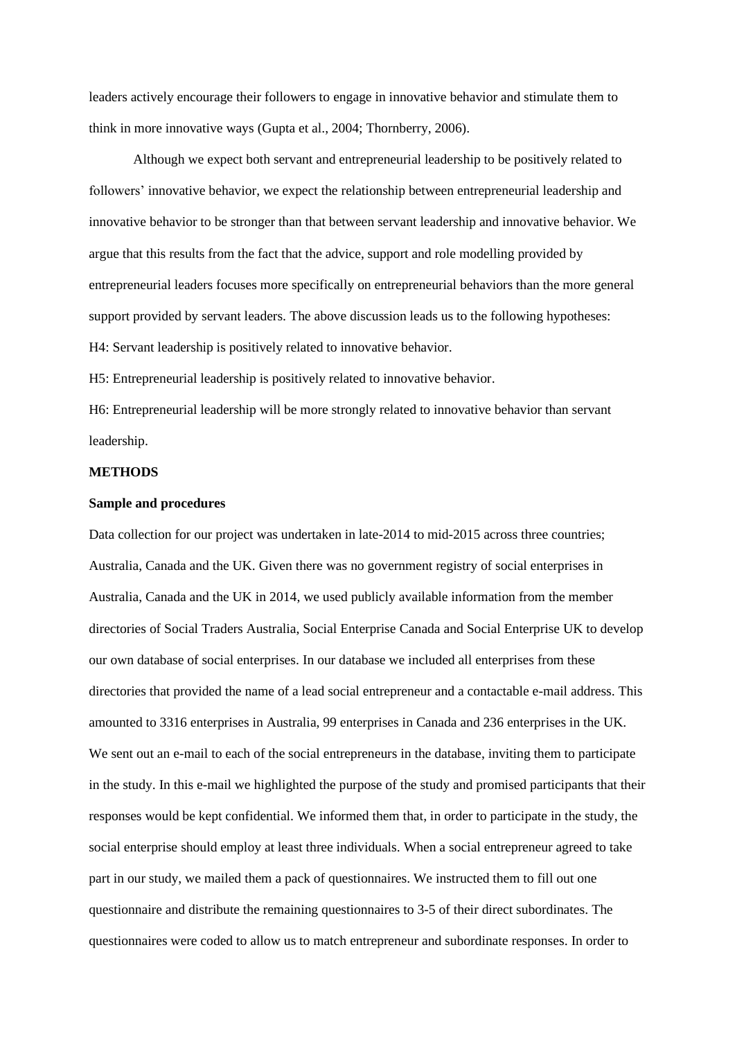leaders actively encourage their followers to engage in innovative behavior and stimulate them to think in more innovative ways (Gupta et al., 2004; Thornberry, 2006).

Although we expect both servant and entrepreneurial leadership to be positively related to followers' innovative behavior, we expect the relationship between entrepreneurial leadership and innovative behavior to be stronger than that between servant leadership and innovative behavior. We argue that this results from the fact that the advice, support and role modelling provided by entrepreneurial leaders focuses more specifically on entrepreneurial behaviors than the more general support provided by servant leaders. The above discussion leads us to the following hypotheses:

H4: Servant leadership is positively related to innovative behavior.

H5: Entrepreneurial leadership is positively related to innovative behavior.

H6: Entrepreneurial leadership will be more strongly related to innovative behavior than servant leadership.

## METHODS

### Sample and procedures

Data collection for our project was undertaken in late-2014 to mid-2015 across three countries; Australia, Canada and the UK. Given there was no government registry of social enterprises in Australia, Canada and the UK in 2014, we used publicly available information from the member directories of Social Traders Australia, Social Enterprise Canada and Social Enterprise UK to develop our own database of social enterprises. In our database we included all enterprises from these directories that provided the name of a lead social entrepreneur and a contactable e-mail address. This amounted to 3316 enterprises in Australia, 99 enterprises in Canada and 236 enterprises in the UK. We sent out an e-mail to each of the social entrepreneurs in the database, inviting them to participate in the study. In this e-mail we highlighted the purpose of the study and promised participants that their responses would be kept confidential. We informed them that, in order to participate in the study, the social enterprise should employ at least three individuals. When a social entrepreneur agreed to take part in our study, we mailed them a pack of questionnaires. We instructed them to fill out one questionnaire and distribute the remaining questionnaires to 3-5 of their direct subordinates. The questionnaires were coded to allow us to match entrepreneur and subordinate responses. In order to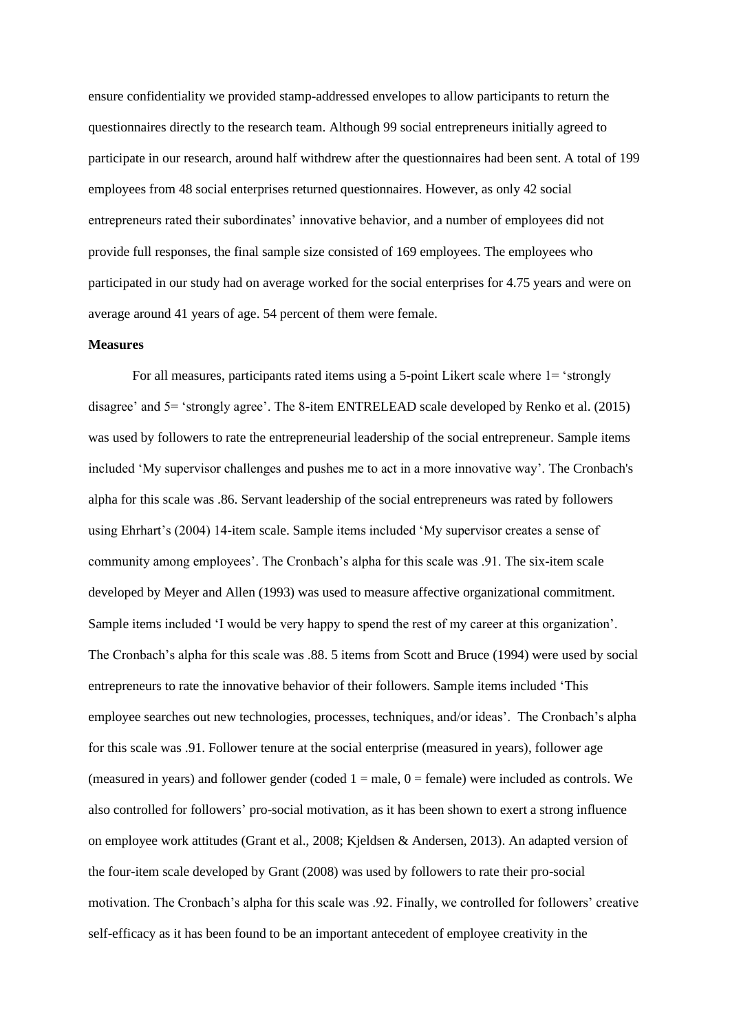ensure confidentiality we provided stamp-addressed envelopes to allow participants to return the questionnaires directly to the research team. Although 99 social entrepreneurs initially agreed to participate in our research, around half withdrew after the questionnaires had been sent. A total of 199 employees from 48 social enterprises returned questionnaires. However, as only 42 social entrepreneurs rated their subordinates' innovative behavior, and a number of employees did not provide full responses, the final sample size consisted of 169 employees. The employees who participated in our study had on average worked for the social enterprises for 4.75 years and were on average around 41 years of age. 54 percent of them were female.

**Measures**

For all measures, participants rated items using a 5-point Likert scale where 1= 'strongly disagree' and 5= 'strongly agree'. The 8-item ENTRELEAD scale developed by Renko et al. (2015) was used by followers to rate the entrepreneurial leadership of the social entrepreneur. Sample items included 'My supervisor challenges and pushes me to act in a more innovative way'. The Cronbach's alpha for this scale was .86. Servant leadership of the social entrepreneurs was rated by followers using Ehrhart's (2004) 14-item scale. Sample items included 'My supervisor creates a sense of community among employees'. The Cronbach's alpha for this scale was .91. The six-item scale developed by Meyer and Allen (1993) was used to measure affective organizational commitment. Sample items included 'I would be very happy to spend the rest of my career at this organization'. The Cronbach's alpha for this scale was .88. 5 items from Scott and Bruce (1994) were used by social entrepreneurs to rate the innovative behavior of their followers. Sample items included 'This employee searches out new technologies, processes, techniques, and/or ideas'. The Cronbach's alpha for this scale was .91. Follower tenure at the social enterprise (measured in years), follower age (measured in years) and follower gender (coded 1 = male, 0 = female) were included as controls. We also controlled for followers' pro-social motivation, as it has been shown to exert a strong influence on employee work attitudes (Grant et al., 2008; Kjeldsen & Andersen, 2013). An adapted version of the four-item scale developed by Grant (2008) was used by followers to rate their pro-social motivation. The Cronbach's alpha for this scale was .92. Finally, we controlled for followers' creative self-efficacy as it has been found to be an important antecedent of employee creativity in the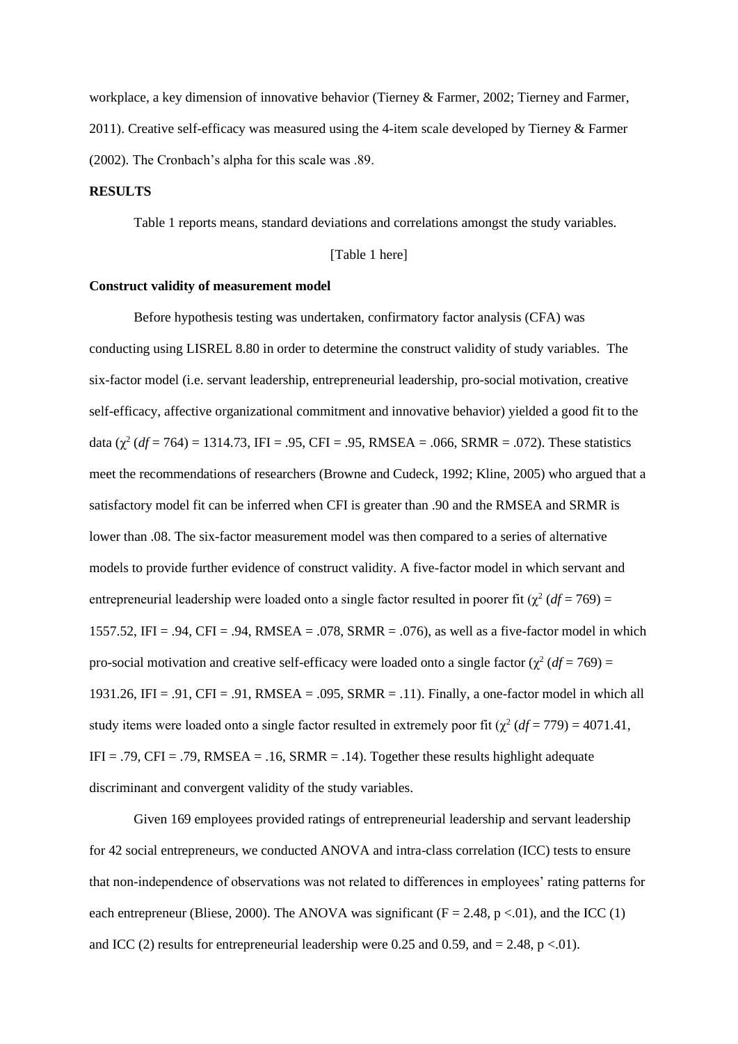workplace, a key dimension of innovative behavior (Tierney & Farmer, 2002; Tierney and Farmer, 2011). Creative self-efficacy was measured using the 4-item scale developed by Tierney & Farmer (2002). The Cronbach's alpha for this scale was .89.

**RESULTS**

Table 1 reports means, standard deviations and correlations amongst the study variables.

[Table 1 here]

**Construct validity of measurement model**

Before hypothesis testing was undertaken, confirmatory factor analysis (CFA) was conducting using LISREL 8.80 in order to determine the construct validity of study variables. The six-factor model (i.e. servant leadership, entrepreneurial leadership, pro-social motivation, creative self-efficacy, affective organizational commitment and innovative behavior) yielded a good fit to the data ($\chi^2$ (*df* = 764) = 1314.73, IFI = .95, CFI = .95, RMSEA = .066, SRMR = .072). These statistics meet the recommendations of researchers (Browne and Cudeck, 1992; Kline, 2005) who argued that a satisfactory model fit can be inferred when CFI is greater than .90 and the RMSEA and SRMR is lower than .08. The six-factor measurement model was then compared to a series of alternative models to provide further evidence of construct validity. A five-factor model in which servant and entrepreneurial leadership were loaded onto a single factor resulted in poorer fit ($\chi^2$ (*df* = 769) = 1557.52, IFI = .94, CFI = .94, RMSEA = .078, SRMR = .076), as well as a five-factor model in which pro-social motivation and creative self-efficacy were loaded onto a single factor ($\chi^2$ (*df* = 769) = 1931.26, IFI = .91, CFI = .91, RMSEA = .095, SRMR = .11). Finally, a one-factor model in which all study items were loaded onto a single factor resulted in extremely poor fit ($\chi^2$ (*df* = 779) = 4071.41, IFI = .79, CFI = .79, RMSEA = .16, SRMR = .14). Together these results highlight adequate discriminant and convergent validity of the study variables.

Given 169 employees provided ratings of entrepreneurial leadership and servant leadership for 42 social entrepreneurs, we conducted ANOVA and intra-class correlation (ICC) tests to ensure that non-independence of observations was not related to differences in employees' rating patterns for each entrepreneur (Bliese, 2000). The ANOVA was significant ($F = 2.48$, $p <.01$), and the ICC (1) and ICC (2) results for entrepreneurial leadership were 0.25 and 0.59, and = 2.48, $p <.01$).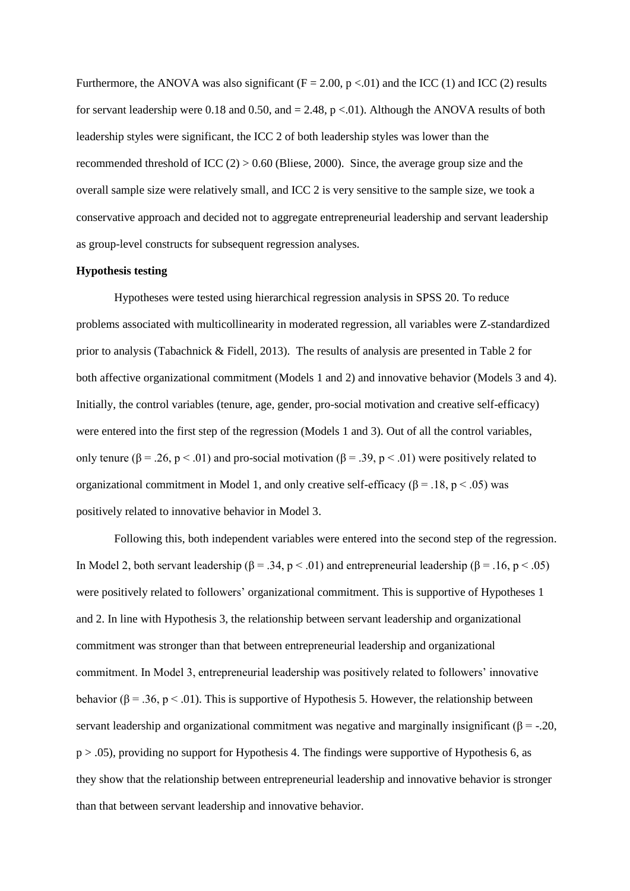Furthermore, the ANOVA was also significant ($F = 2.00$, $p < .01$) and the ICC (1) and ICC (2) results for servant leadership were 0.18 and 0.50, and = 2.48, $p < .01$). Although the ANOVA results of both leadership styles were significant, the ICC 2 of both leadership styles was lower than the recommended threshold of ICC (2) > 0.60 (Bliese, 2000). Since, the average group size and the overall sample size were relatively small, and ICC 2 is very sensitive to the sample size, we took a conservative approach and decided not to aggregate entrepreneurial leadership and servant leadership as group-level constructs for subsequent regression analyses.

**Hypothesis testing**

Hypotheses were tested using hierarchical regression analysis in SPSS 20. To reduce problems associated with multicollinearity in moderated regression, all variables were Z-standardized prior to analysis (Tabachnick & Fidell, 2013). The results of analysis are presented in Table 2 for both affective organizational commitment (Models 1 and 2) and innovative behavior (Models 3 and 4). Initially, the control variables (tenure, age, gender, pro-social motivation and creative self-efficacy) were entered into the first step of the regression (Models 1 and 3). Out of all the control variables, only tenure ($\beta = .26$, $p < .01$) and pro-social motivation ($\beta = .39$, $p < .01$) were positively related to organizational commitment in Model 1, and only creative self-efficacy ($\beta = .18$, $p < .05$) was positively related to innovative behavior in Model 3.

Following this, both independent variables were entered into the second step of the regression. In Model 2, both servant leadership ($\beta = .34$, $p < .01$) and entrepreneurial leadership ($\beta = .16$, $p < .05$) were positively related to followers' organizational commitment. This is supportive of Hypotheses 1 and 2. In line with Hypothesis 3, the relationship between servant leadership and organizational commitment was stronger than that between entrepreneurial leadership and organizational commitment. In Model 3, entrepreneurial leadership was positively related to followers' innovative behavior ($\beta = .36$, $p < .01$). This is supportive of Hypothesis 5. However, the relationship between servant leadership and organizational commitment was negative and marginally insignificant ($\beta = -.20$, $p > .05$), providing no support for Hypothesis 4. The findings were supportive of Hypothesis 6, as they show that the relationship between entrepreneurial leadership and innovative behavior is stronger than that between servant leadership and innovative behavior.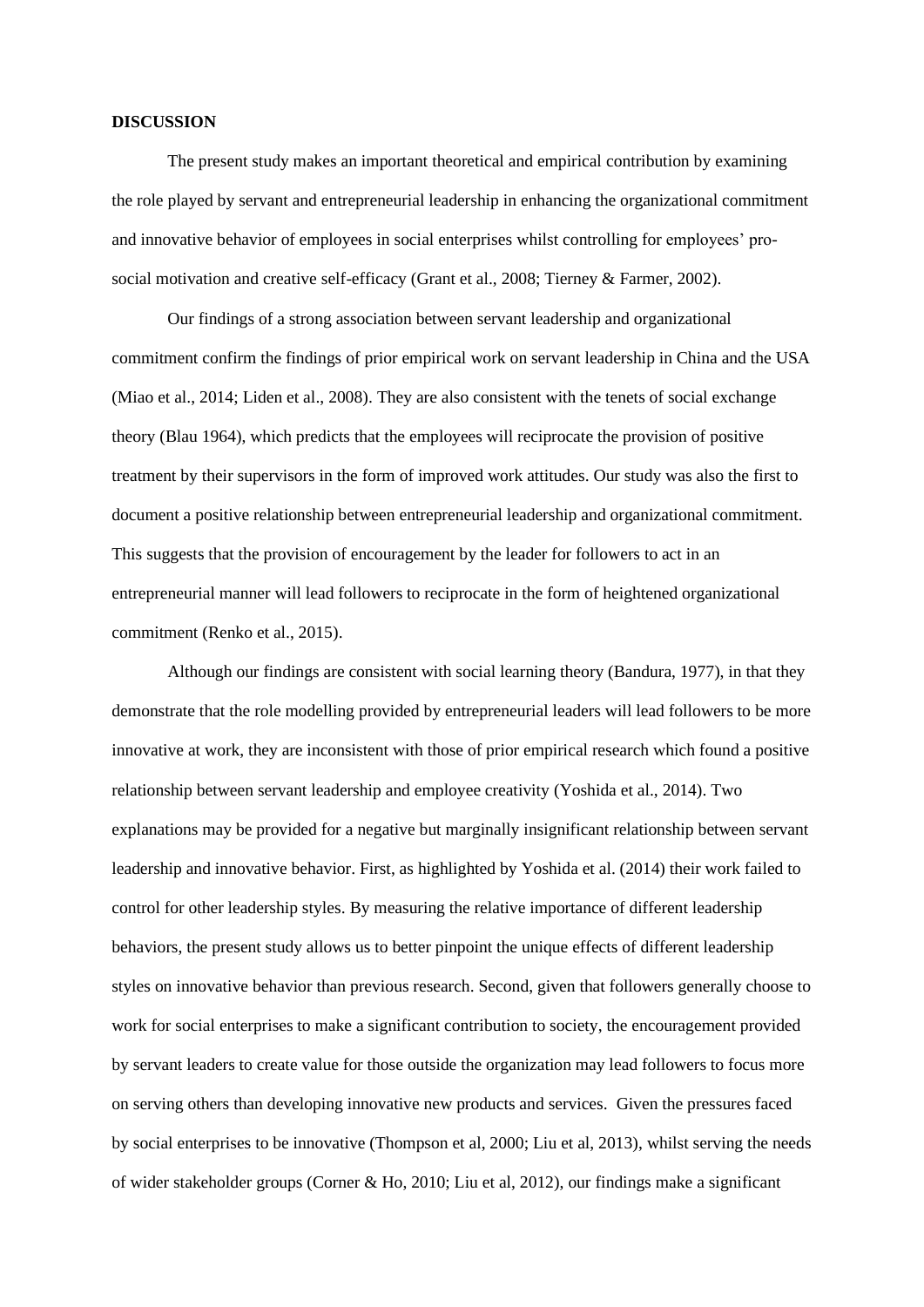**DISCUSSION**

The present study makes an important theoretical and empirical contribution by examining the role played by servant and entrepreneurial leadership in enhancing the organizational commitment and innovative behavior of employees in social enterprises whilst controlling for employees' pro-social motivation and creative self-efficacy (Grant et al., 2008; Tierney & Farmer, 2002).

Our findings of a strong association between servant leadership and organizational commitment confirm the findings of prior empirical work on servant leadership in China and the USA (Miao et al., 2014; Liden et al., 2008). They are also consistent with the tenets of social exchange theory (Blau 1964), which predicts that the employees will reciprocate the provision of positive treatment by their supervisors in the form of improved work attitudes. Our study was also the first to document a positive relationship between entrepreneurial leadership and organizational commitment. This suggests that the provision of encouragement by the leader for followers to act in an entrepreneurial manner will lead followers to reciprocate in the form of heightened organizational commitment (Renko et al., 2015).

Although our findings are consistent with social learning theory (Bandura, 1977), in that they demonstrate that the role modelling provided by entrepreneurial leaders will lead followers to be more innovative at work, they are inconsistent with those of prior empirical research which found a positive relationship between servant leadership and employee creativity (Yoshida et al., 2014). Two explanations may be provided for a negative but marginally insignificant relationship between servant leadership and innovative behavior. First, as highlighted by Yoshida et al. (2014) their work failed to control for other leadership styles. By measuring the relative importance of different leadership behaviors, the present study allows us to better pinpoint the unique effects of different leadership styles on innovative behavior than previous research. Second, given that followers generally choose to work for social enterprises to make a significant contribution to society, the encouragement provided by servant leaders to create value for those outside the organization may lead followers to focus more on serving others than developing innovative new products and services. Given the pressures faced by social enterprises to be innovative (Thompson et al, 2000; Liu et al, 2013), whilst serving the needs of wider stakeholder groups (Corner & Ho, 2010; Liu et al, 2012), our findings make a significant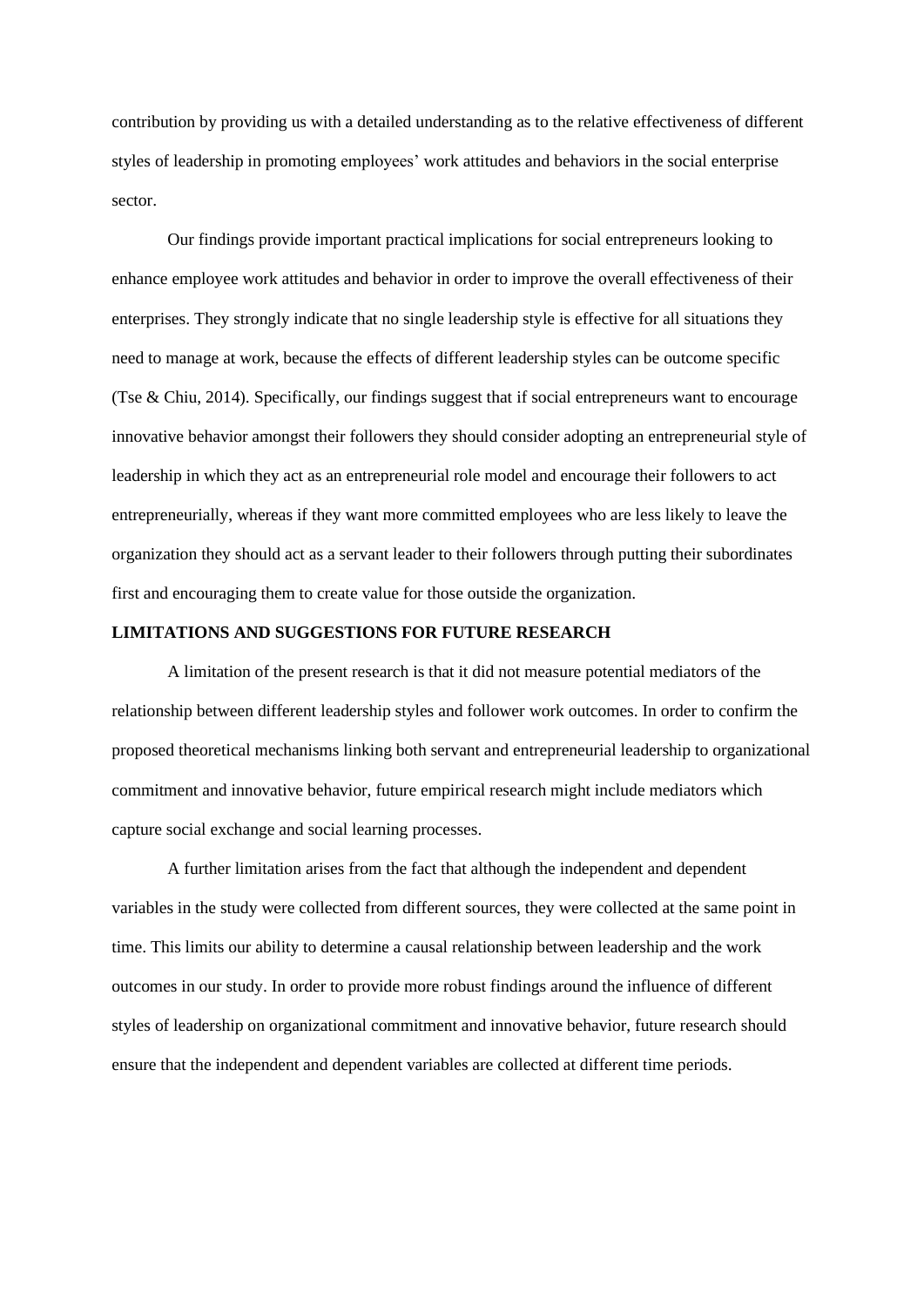contribution by providing us with a detailed understanding as to the relative effectiveness of different styles of leadership in promoting employees' work attitudes and behaviors in the social enterprise sector.

Our findings provide important practical implications for social entrepreneurs looking to enhance employee work attitudes and behavior in order to improve the overall effectiveness of their enterprises. They strongly indicate that no single leadership style is effective for all situations they need to manage at work, because the effects of different leadership styles can be outcome specific (Tse & Chiu, 2014). Specifically, our findings suggest that if social entrepreneurs want to encourage innovative behavior amongst their followers they should consider adopting an entrepreneurial style of leadership in which they act as an entrepreneurial role model and encourage their followers to act entrepreneurially, whereas if they want more committed employees who are less likely to leave the organization they should act as a servant leader to their followers through putting their subordinates first and encouraging them to create value for those outside the organization.

## LIMITATIONS AND SUGGESTIONS FOR FUTURE RESEARCH

A limitation of the present research is that it did not measure potential mediators of the relationship between different leadership styles and follower work outcomes. In order to confirm the proposed theoretical mechanisms linking both servant and entrepreneurial leadership to organizational commitment and innovative behavior, future empirical research might include mediators which capture social exchange and social learning processes.

A further limitation arises from the fact that although the independent and dependent variables in the study were collected from different sources, they were collected at the same point in time. This limits our ability to determine a causal relationship between leadership and the work outcomes in our study. In order to provide more robust findings around the influence of different styles of leadership on organizational commitment and innovative behavior, future research should ensure that the independent and dependent variables are collected at different time periods.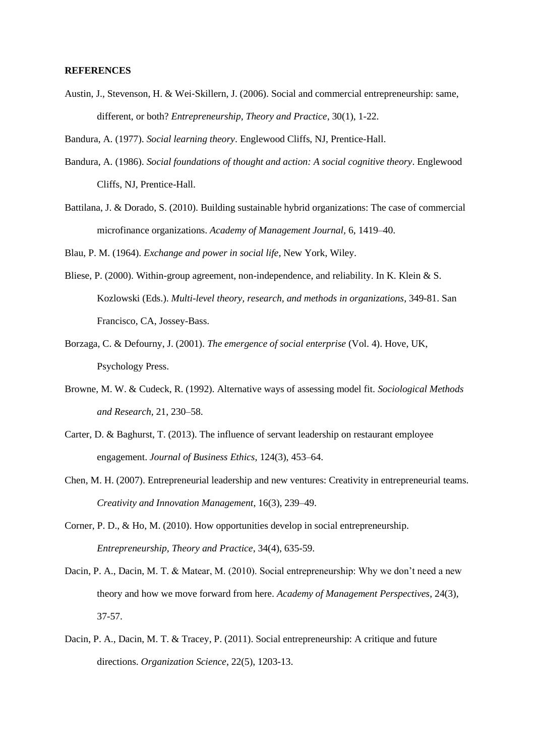**REFERENCES**

Austin, J., Stevenson, H. & Wei-Skillern, J. (2006). Social and commercial entrepreneurship: same, different, or both? *Entrepreneurship, Theory and Practice*, 30(1), 1-22.

Bandura, A. (1977). *Social learning theory*. Englewood Cliffs, NJ, Prentice-Hall.

Bandura, A. (1986). *Social foundations of thought and action: A social cognitive theory*. Englewood Cliffs, NJ, Prentice-Hall.

Battilana, J. & Dorado, S. (2010). Building sustainable hybrid organizations: The case of commercial microfinance organizations. *Academy of Management Journal*, 6, 1419–40.

Blau, P. M. (1964). *Exchange and power in social life*, New York, Wiley.

Bliese, P. (2000). Within-group agreement, non-independence, and reliability. In K. Klein & S. Kozlowski (Eds.). *Multi-level theory, research, and methods in organizations*, 349-81. San Francisco, CA, Jossey-Bass.

Borzaga, C. & Defourny, J. (2001). *The emergence of social enterprise* (Vol. 4). Hove, UK, Psychology Press.

Browne, M. W. & Cudeck, R. (1992). Alternative ways of assessing model fit. *Sociological Methods and Research*, 21, 230–58.

Carter, D. & Baghurst, T. (2013). The influence of servant leadership on restaurant employee engagement. *Journal of Business Ethics*, 124(3), 453–64.

Chen, M. H. (2007). Entrepreneurial leadership and new ventures: Creativity in entrepreneurial teams. *Creativity and Innovation Management*, 16(3), 239–49.

Corner, P. D., & Ho, M. (2010). How opportunities develop in social entrepreneurship. *Entrepreneurship, Theory and Practice*, 34(4), 635-59.

Dacin, P. A., Dacin, M. T. & Matear, M. (2010). Social entrepreneurship: Why we don't need a new theory and how we move forward from here. *Academy of Management Perspectives*, 24(3), 37-57.

Dacin, P. A., Dacin, M. T. & Tracey, P. (2011). Social entrepreneurship: A critique and future directions. *Organization Science*, 22(5), 1203-13.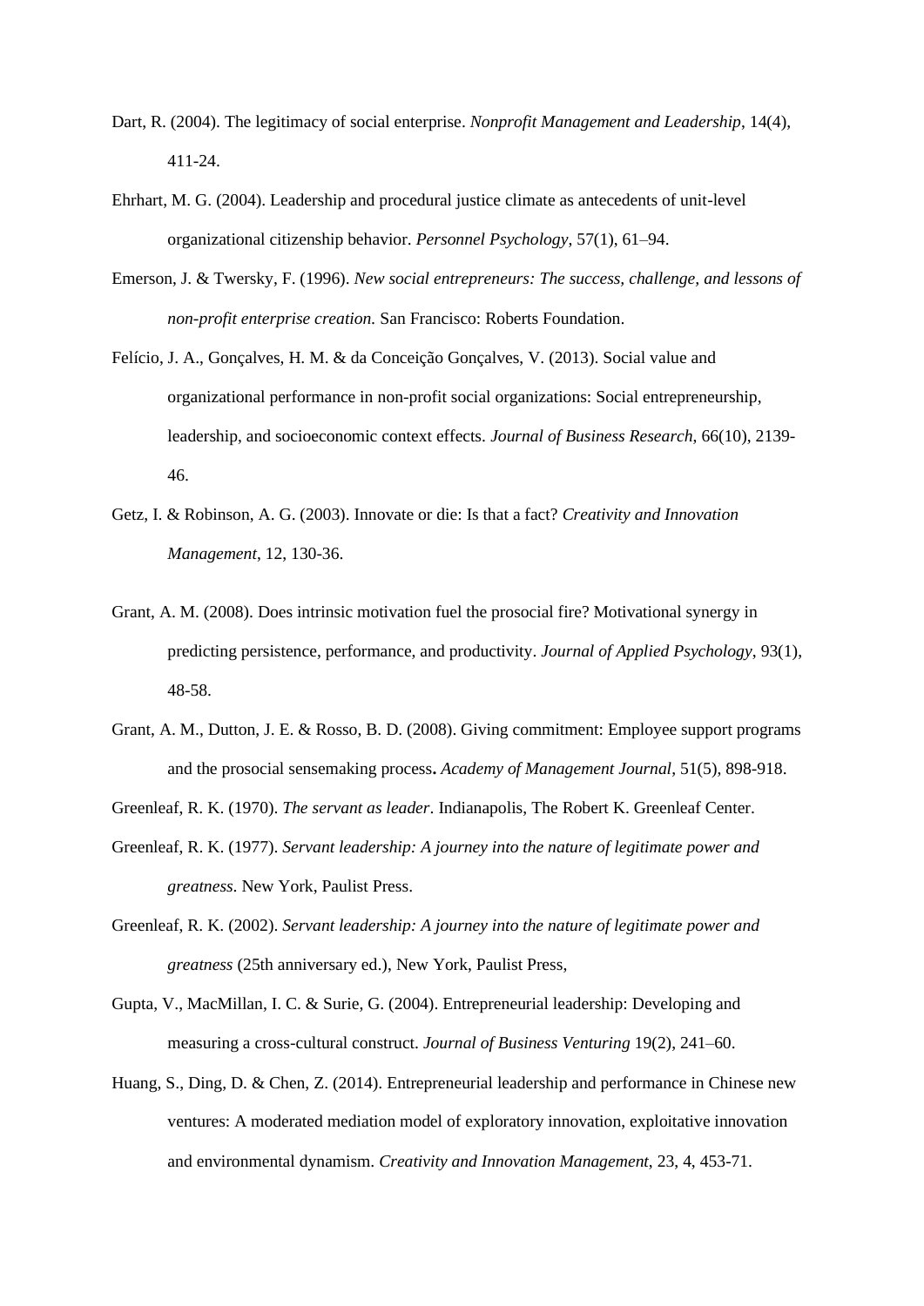Dart, R. (2004). The legitimacy of social enterprise. *Nonprofit Management and Leadership*, 14(4), 411-24.

Ehrhart, M. G. (2004). Leadership and procedural justice climate as antecedents of unit-level organizational citizenship behavior. *Personnel Psychology*, 57(1), 61–94.

Emerson, J. & Twersky, F. (1996). *New social entrepreneurs: The success, challenge, and lessons of non-profit enterprise creation.* San Francisco: Roberts Foundation.

Felício, J. A., Gonçalves, H. M. & da Conceição Gonçalves, V. (2013). Social value and organizational performance in non-profit social organizations: Social entrepreneurship, leadership, and socioeconomic context effects. *Journal of Business Research*, 66(10), 2139-46.

Getz, I. & Robinson, A. G. (2003). Innovate or die: Is that a fact? *Creativity and Innovation Management*, 12, 130-36.

Grant, A. M. (2008). Does intrinsic motivation fuel the prosocial fire? Motivational synergy in predicting persistence, performance, and productivity. *Journal of Applied Psychology*, 93(1), 48-58.

Grant, A. M., Dutton, J. E. & Rosso, B. D. (2008). Giving commitment: Employee support programs and the prosocial sensemaking process**.** *Academy of Management Journal*, 51(5), 898-918.

Greenleaf, R. K. (1970). *The servant as leader*. Indianapolis, The Robert K. Greenleaf Center.

Greenleaf, R. K. (1977). *Servant leadership: A journey into the nature of legitimate power and greatness*. New York, Paulist Press.

Greenleaf, R. K. (2002). *Servant leadership: A journey into the nature of legitimate power and greatness* (25th anniversary ed.), New York, Paulist Press,

Gupta, V., MacMillan, I. C. & Surie, G. (2004). Entrepreneurial leadership: Developing and measuring a cross-cultural construct. *Journal of Business Venturing* 19(2), 241–60.

Huang, S., Ding, D. & Chen, Z. (2014). Entrepreneurial leadership and performance in Chinese new ventures: A moderated mediation model of exploratory innovation, exploitative innovation and environmental dynamism. *Creativity and Innovation Management*, 23, 4, 453-71.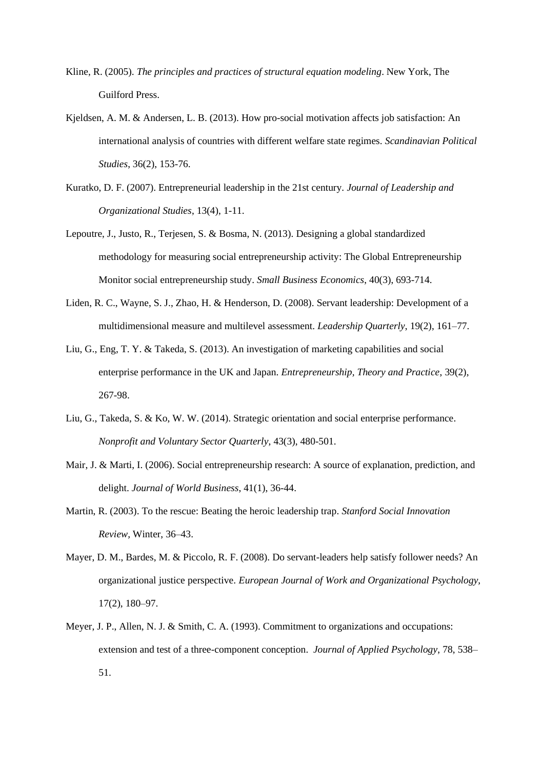Kline, R. (2005). *The principles and practices of structural equation modeling*. New York, The Guilford Press.

Kjeldsen, A. M. & Andersen, L. B. (2013). How pro-social motivation affects job satisfaction: An international analysis of countries with different welfare state regimes. *Scandinavian Political Studies*, 36(2), 153-76.

Kuratko, D. F. (2007). Entrepreneurial leadership in the 21st century. *Journal of Leadership and Organizational Studies*, 13(4), 1-11.

Lepoutre, J., Justo, R., Terjesen, S. & Bosma, N. (2013). Designing a global standardized methodology for measuring social entrepreneurship activity: The Global Entrepreneurship Monitor social entrepreneurship study. *Small Business Economics*, 40(3), 693-714.

Liden, R. C., Wayne, S. J., Zhao, H. & Henderson, D. (2008). Servant leadership: Development of a multidimensional measure and multilevel assessment. *Leadership Quarterly*, 19(2), 161–77.

Liu, G., Eng, T. Y. & Takeda, S. (2013). An investigation of marketing capabilities and social enterprise performance in the UK and Japan. *Entrepreneurship, Theory and Practice*, 39(2), 267-98.

Liu, G., Takeda, S. & Ko, W. W. (2014). Strategic orientation and social enterprise performance. *Nonprofit and Voluntary Sector Quarterly*, 43(3), 480-501.

Mair, J. & Marti, I. (2006). Social entrepreneurship research: A source of explanation, prediction, and delight. *Journal of World Business*, 41(1), 36-44.

Martin, R. (2003). To the rescue: Beating the heroic leadership trap. *Stanford Social Innovation Review*, Winter, 36–43.

Mayer, D. M., Bardes, M. & Piccolo, R. F. (2008). Do servant-leaders help satisfy follower needs? An organizational justice perspective. *European Journal of Work and Organizational Psychology*, 17(2), 180–97.

Meyer, J. P., Allen, N. J. & Smith, C. A. (1993). Commitment to organizations and occupations: extension and test of a three-component conception. *Journal of Applied Psychology*, 78, 538–51.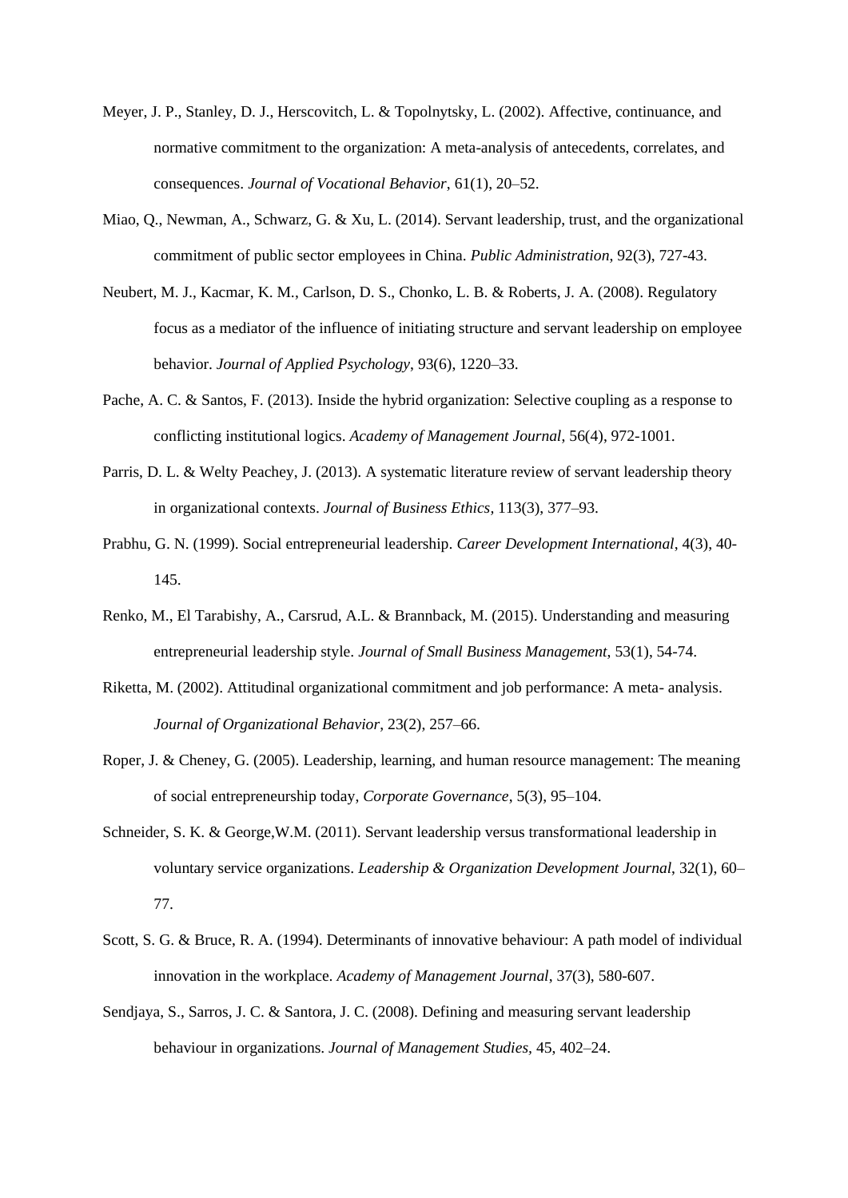Meyer, J. P., Stanley, D. J., Herscovitch, L. & Topolnytsky, L. (2002). Affective, continuance, and normative commitment to the organization: A meta-analysis of antecedents, correlates, and consequences. *Journal of Vocational Behavior*, 61(1), 20–52.

Miao, Q., Newman, A., Schwarz, G. & Xu, L. (2014). Servant leadership, trust, and the organizational commitment of public sector employees in China. *Public Administration*, 92(3), 727-43.

Neubert, M. J., Kacmar, K. M., Carlson, D. S., Chonko, L. B. & Roberts, J. A. (2008). Regulatory focus as a mediator of the influence of initiating structure and servant leadership on employee behavior. *Journal of Applied Psychology*, 93(6), 1220–33.

Pache, A. C. & Santos, F. (2013). Inside the hybrid organization: Selective coupling as a response to conflicting institutional logics. *Academy of Management Journal,* 56(4), 972-1001.

Parris, D. L. & Welty Peachey, J. (2013). A systematic literature review of servant leadership theory in organizational contexts. *Journal of Business Ethics*, 113(3), 377–93.

Prabhu, G. N. (1999). Social entrepreneurial leadership. *Career Development International*, 4(3), 40-145.

Renko, M., El Tarabishy, A., Carsrud, A.L. & Brannback, M. (2015). Understanding and measuring entrepreneurial leadership style. *Journal of Small Business Management*, 53(1), 54-74.

Riketta, M. (2002). Attitudinal organizational commitment and job performance: A meta- analysis. *Journal of Organizational Behavior*, 23(2), 257–66.

Roper, J. & Cheney, G. (2005). Leadership, learning, and human resource management: The meaning of social entrepreneurship today, *Corporate Governance*, 5(3), 95–104.

Schneider, S. K. & George,W.M. (2011). Servant leadership versus transformational leadership in voluntary service organizations. *Leadership & Organization Development Journal*, 32(1), 60–77.

Scott, S. G. & Bruce, R. A. (1994). Determinants of innovative behaviour: A path model of individual innovation in the workplace. *Academy of Management Journal*, 37(3), 580-607.

Sendjaya, S., Sarros, J. C. & Santora, J. C. (2008). Defining and measuring servant leadership behaviour in organizations. *Journal of Management Studies,* 45, 402–24.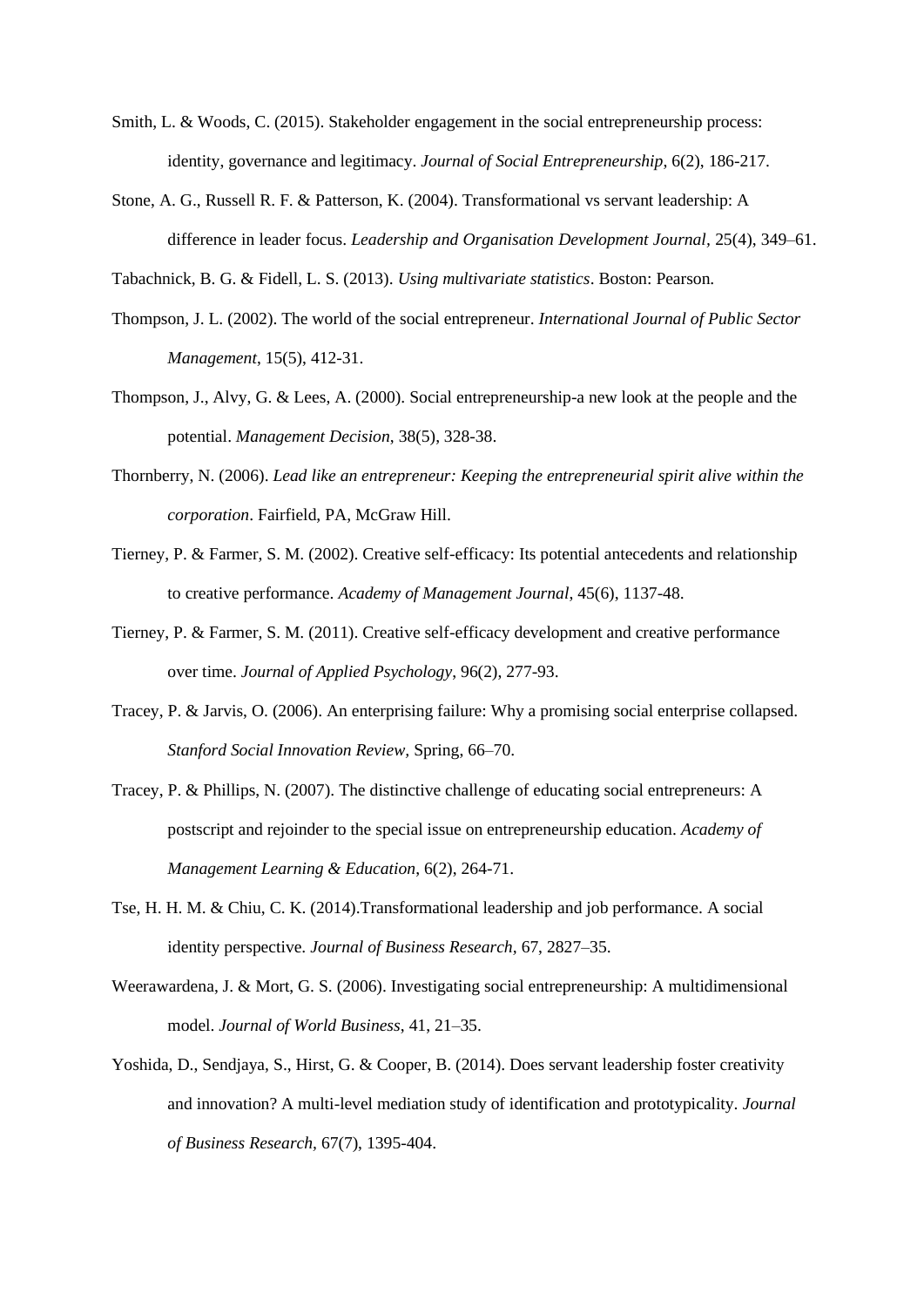Smith, L. & Woods, C. (2015). Stakeholder engagement in the social entrepreneurship process: identity, governance and legitimacy. *Journal of Social Entrepreneurship*, 6(2), 186-217.

Stone, A. G., Russell R. F. & Patterson, K. (2004). Transformational vs servant leadership: A difference in leader focus. *Leadership and Organisation Development Journal*, 25(4), 349–61.

Tabachnick, B. G. & Fidell, L. S. (2013). *Using multivariate statistics*. Boston: Pearson.

Thompson, J. L. (2002). The world of the social entrepreneur. *International Journal of Public Sector Management*, 15(5), 412-31.

Thompson, J., Alvy, G. & Lees, A. (2000). Social entrepreneurship-a new look at the people and the potential. *Management Decision*, 38(5), 328-38.

Thornberry, N. (2006). *Lead like an entrepreneur: Keeping the entrepreneurial spirit alive within the corporation*. Fairfield, PA, McGraw Hill.

Tierney, P. & Farmer, S. M. (2002). Creative self-efficacy: Its potential antecedents and relationship to creative performance. *Academy of Management Journal*, 45(6), 1137-48.

Tierney, P. & Farmer, S. M. (2011). Creative self-efficacy development and creative performance over time. *Journal of Applied Psychology*, 96(2), 277-93.

Tracey, P. & Jarvis, O. (2006). An enterprising failure: Why a promising social enterprise collapsed. *Stanford Social Innovation Review*, Spring, 66–70.

Tracey, P. & Phillips, N. (2007). The distinctive challenge of educating social entrepreneurs: A postscript and rejoinder to the special issue on entrepreneurship education. *Academy of Management Learning & Education*, 6(2), 264-71.

Tse, H. H. M. & Chiu, C. K. (2014).Transformational leadership and job performance. A social identity perspective. *Journal of Business Research*, 67, 2827–35.

Weerawardena, J. & Mort, G. S. (2006). Investigating social entrepreneurship: A multidimensional model. *Journal of World Business*, 41, 21–35.

Yoshida, D., Sendjaya, S., Hirst, G. & Cooper, B. (2014). Does servant leadership foster creativity and innovation? A multi-level mediation study of identification and prototypicality. *Journal of Business Research*, 67(7), 1395-404.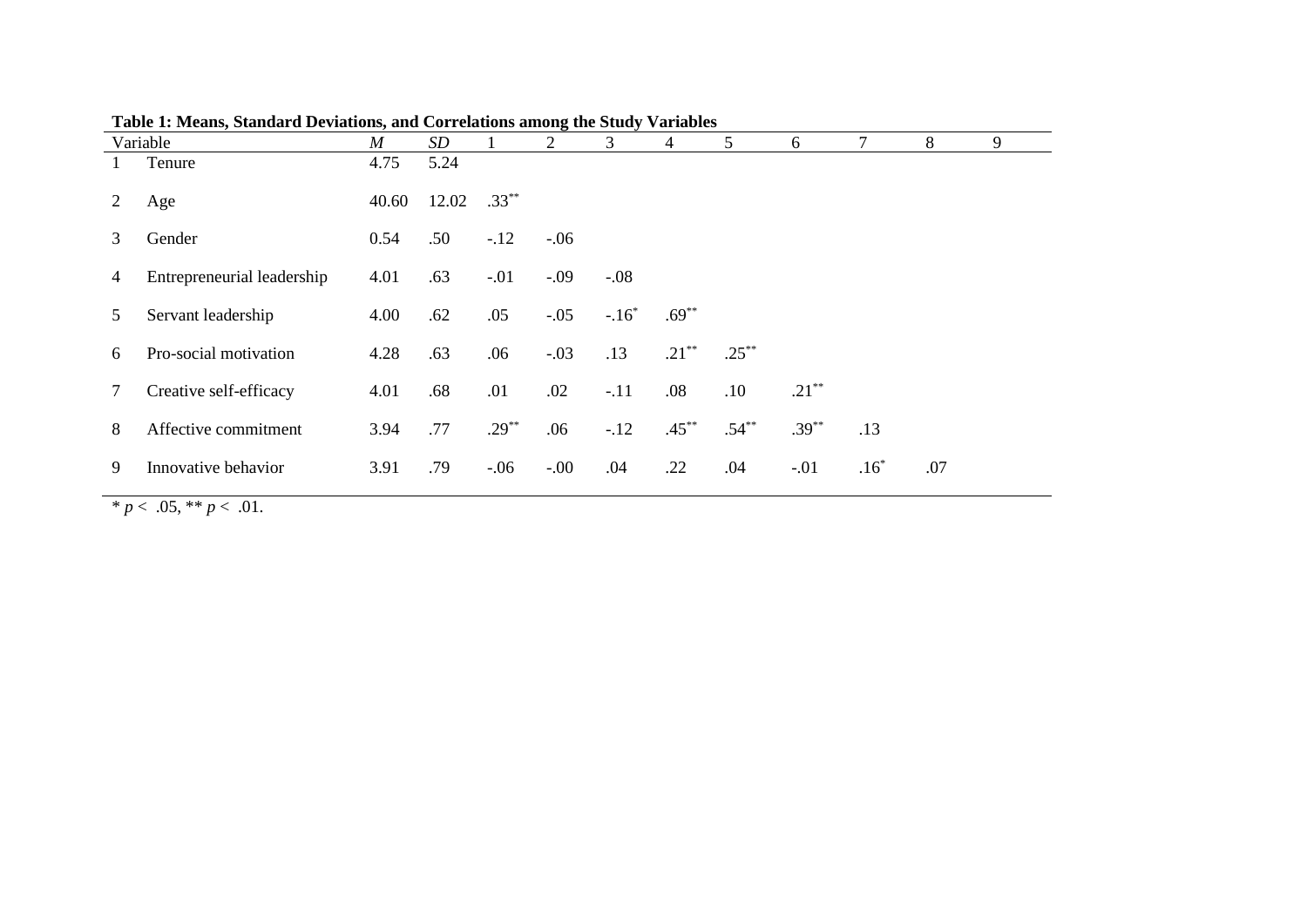**Table 1: Means, Standard Deviations, and Correlations among the Study Variables**

| | Variable | *M* | *SD* | 1 | 2 | 3 | 4 | 5 | 6 | 7 | 8 | 9 |
|---|---|---|---|---|---|---|---|---|---|---|---|---|
| 1 | Tenure | 4.75 | 5.24 | | | | | | | | | |
| 2 | Age | 40.60 | 12.02 | .33** | | | | | | | | |
| 3 | Gender | 0.54 | .50 | -.12 | -.06 | | | | | | | |
| 4 | Entrepreneurial leadership | 4.01 | .63 | -.01 | -.09 | -.08 | | | | | | |
| 5 | Servant leadership | 4.00 | .62 | .05 | -.05 | -.16* | .69** | | | | | |
| 6 | Pro-social motivation | 4.28 | .63 | .06 | -.03 | .13 | .21** | .25** | | | | |
| 7 | Creative self-efficacy | 4.01 | .68 | .01 | .02 | -.11 | .08 | .10 | .21** | | | |
| 8 | Affective commitment | 3.94 | .77 | .29** | .06 | -.12 | .45** | .54** | .39** | .13 | | |
| 9 | Innovative behavior | 3.91 | .79 | -.06 | -.00 | .04 | .22 | .04 | -.01 | .16* | .07 | |

\* $p < .05$, ** $p < .01$.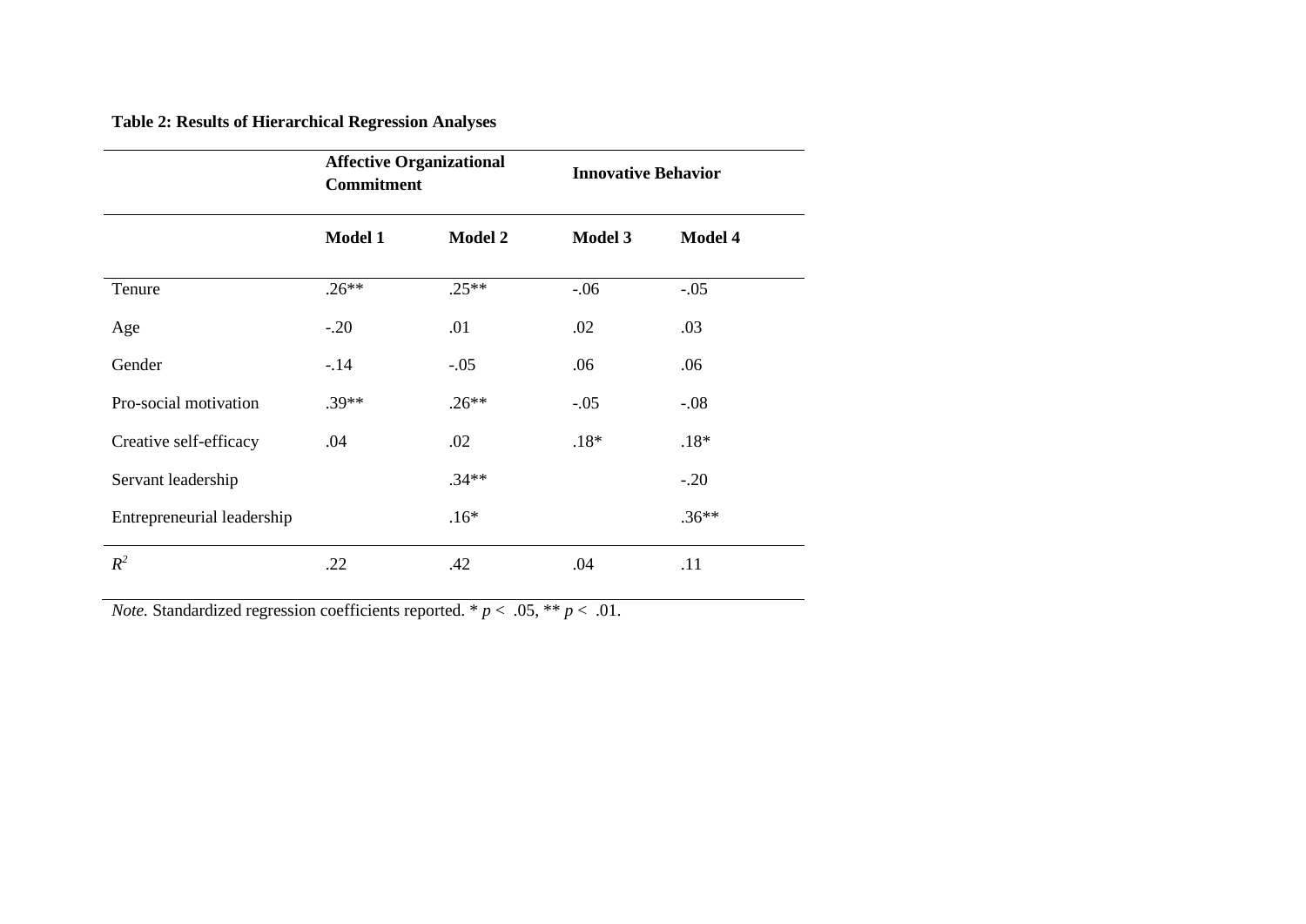**Table 2: Results of Hierarchical Regression Analyses**

| | Affective Organizational Commitment | | Innovative Behavior | |
|---|---|---|---|---|
| | **Model 1** | **Model 2** | **Model 3** | **Model 4** |
| Tenure | .26** | .25** | -.06 | -.05 |
| Age | -.20 | .01 | .02 | .03 |
| Gender | -.14 | -.05 | .06 | .06 |
| Pro-social motivation | .39** | .26** | -.05 | -.08 |
| Creative self-efficacy | .04 | .02 | .18* | .18* |
| Servant leadership | | .34** | | -.20 |
| Entrepreneurial leadership | | .16* | | .36** |
| $R^2$ | .22 | .42 | .04 | .11 |

*Note.* Standardized regression coefficients reported. * $p < .05$, ** $p < .01$.